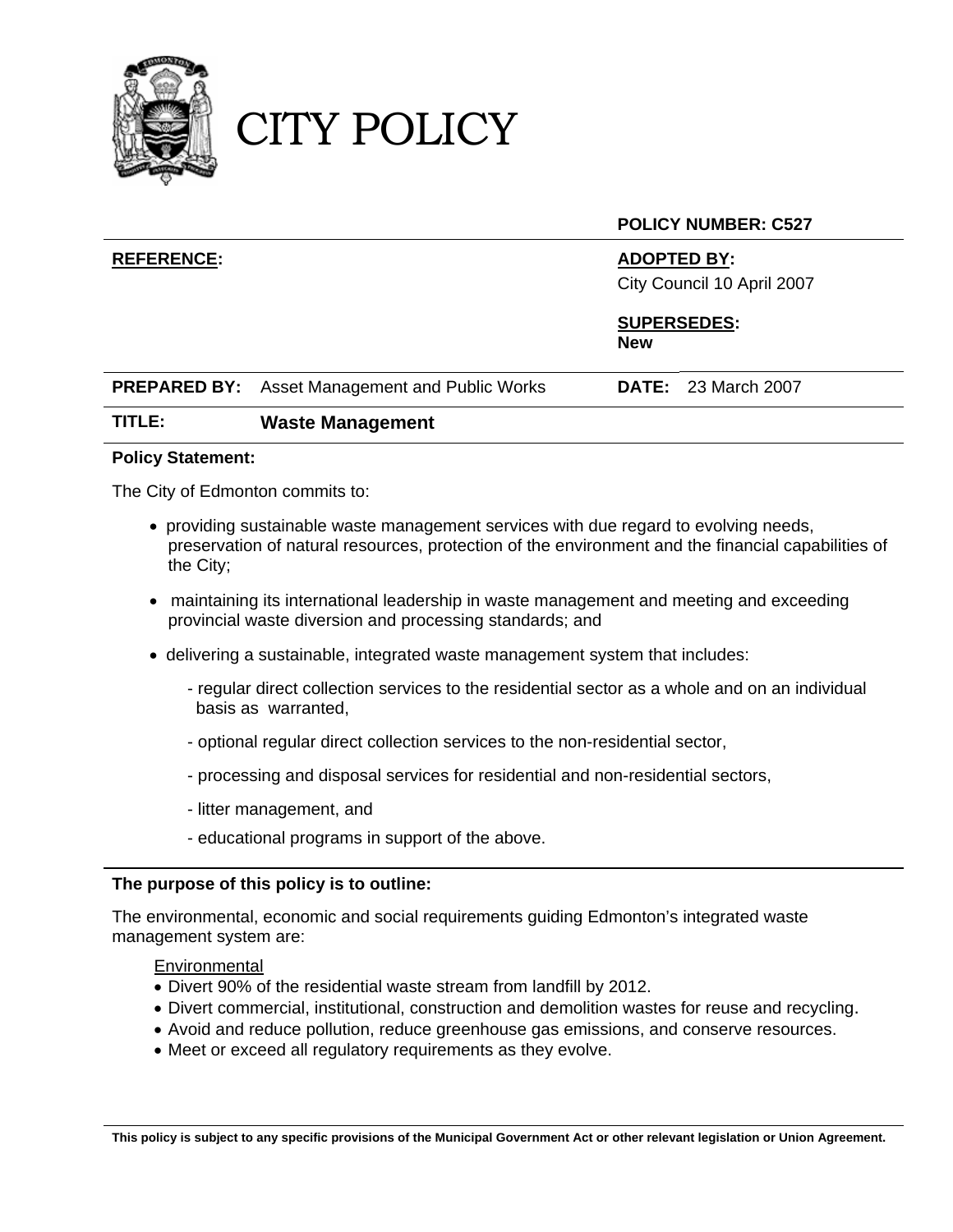# CITY POLICY

**POLICY NUMBER: C527**

| | |
|---|---|
| **REFERENCE:** | **ADOPTED BY:** City Council 10 April 2007 |
| | **SUPERSEDES:** **New** |
| **PREPARED BY:** Asset Management and Public Works | **DATE:** 23 March 2007 |

**TITLE:** **Waste Management**

**Policy Statement:**

The City of Edmonton commits to:

- providing sustainable waste management services with due regard to evolving needs, preservation of natural resources, protection of the environment and the financial capabilities of the City;
- maintaining its international leadership in waste management and meeting and exceeding provincial waste diversion and processing standards; and
- delivering a sustainable, integrated waste management system that includes:
  - regular direct collection services to the residential sector as a whole and on an individual basis as warranted,
  - optional regular direct collection services to the non-residential sector,
  - processing and disposal services for residential and non-residential sectors,
  - litter management, and
  - educational programs in support of the above.

**The purpose of this policy is to outline:**

The environmental, economic and social requirements guiding Edmonton's integrated waste management system are:

Environmental

- Divert 90% of the residential waste stream from landfill by 2012.
- Divert commercial, institutional, construction and demolition wastes for reuse and recycling.
- Avoid and reduce pollution, reduce greenhouse gas emissions, and conserve resources.
- Meet or exceed all regulatory requirements as they evolve.

**This policy is subject to any specific provisions of the Municipal Government Act or other relevant legislation or Union Agreement.**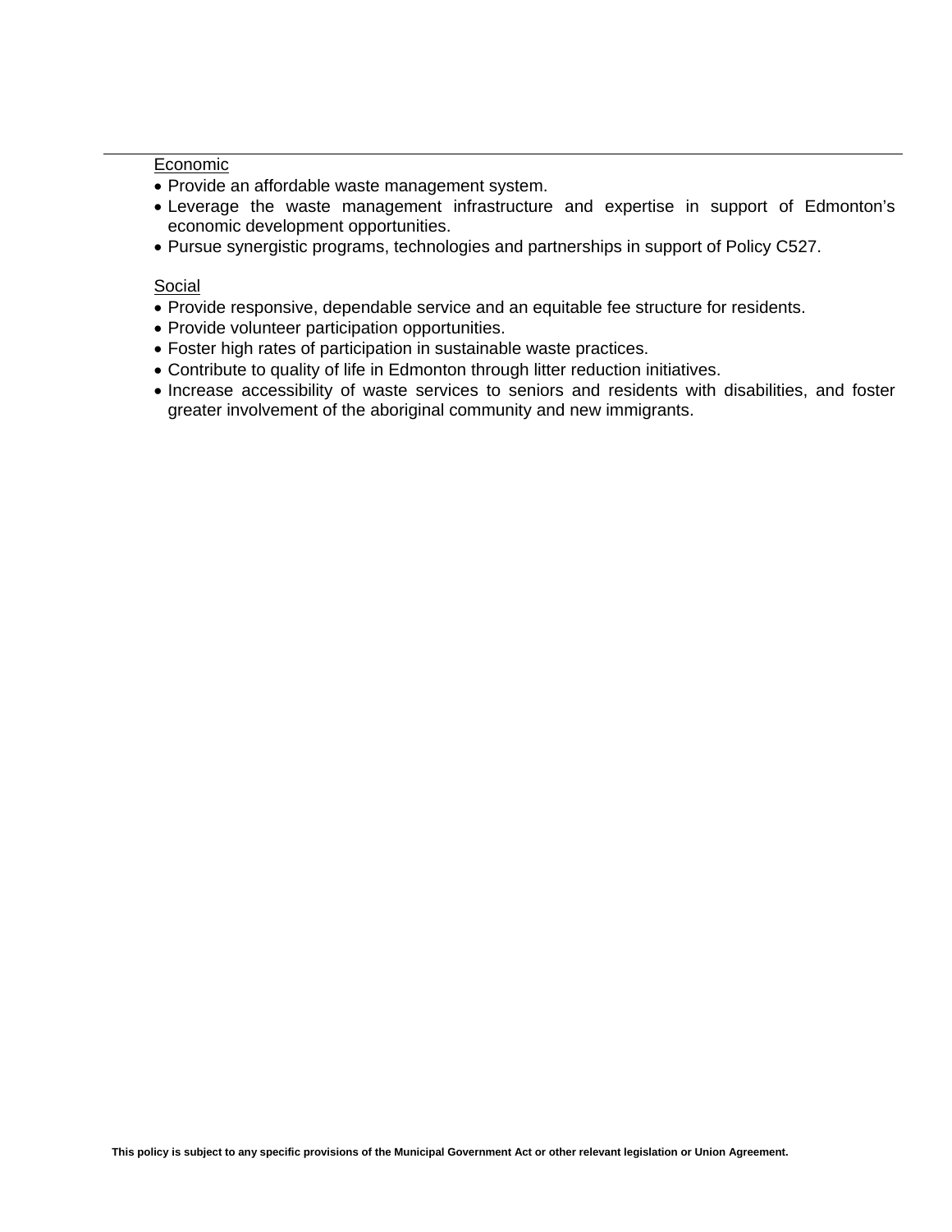Economic

- Provide an affordable waste management system.
- Leverage the waste management infrastructure and expertise in support of Edmonton's economic development opportunities.
- Pursue synergistic programs, technologies and partnerships in support of Policy C527.

Social

- Provide responsive, dependable service and an equitable fee structure for residents.
- Provide volunteer participation opportunities.
- Foster high rates of participation in sustainable waste practices.
- Contribute to quality of life in Edmonton through litter reduction initiatives.
- Increase accessibility of waste services to seniors and residents with disabilities, and foster greater involvement of the aboriginal community and new immigrants.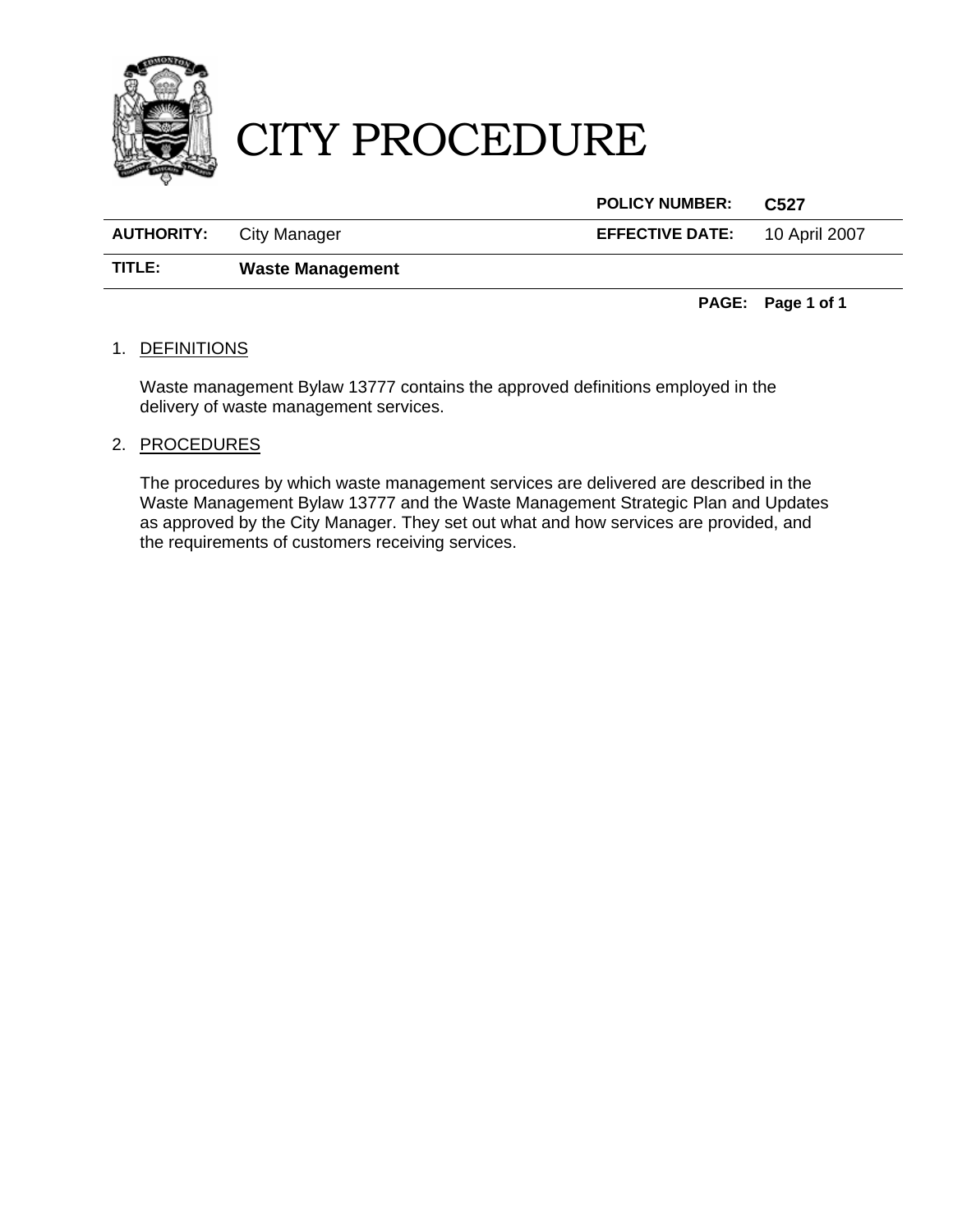# CITY PROCEDURE

| | | | |
|---|---|---|---|
| | | **POLICY NUMBER:** | **C527** |
| **AUTHORITY:** | City Manager | **EFFECTIVE DATE:** | 10 April 2007 |
| **TITLE:** | **Waste Management** | | |

1. DEFINITIONS

   Waste management Bylaw 13777 contains the approved definitions employed in the delivery of waste management services.

2. PROCEDURES

   The procedures by which waste management services are delivered are described in the Waste Management Bylaw 13777 and the Waste Management Strategic Plan and Updates as approved by the City Manager. They set out what and how services are provided, and the requirements of customers receiving services.